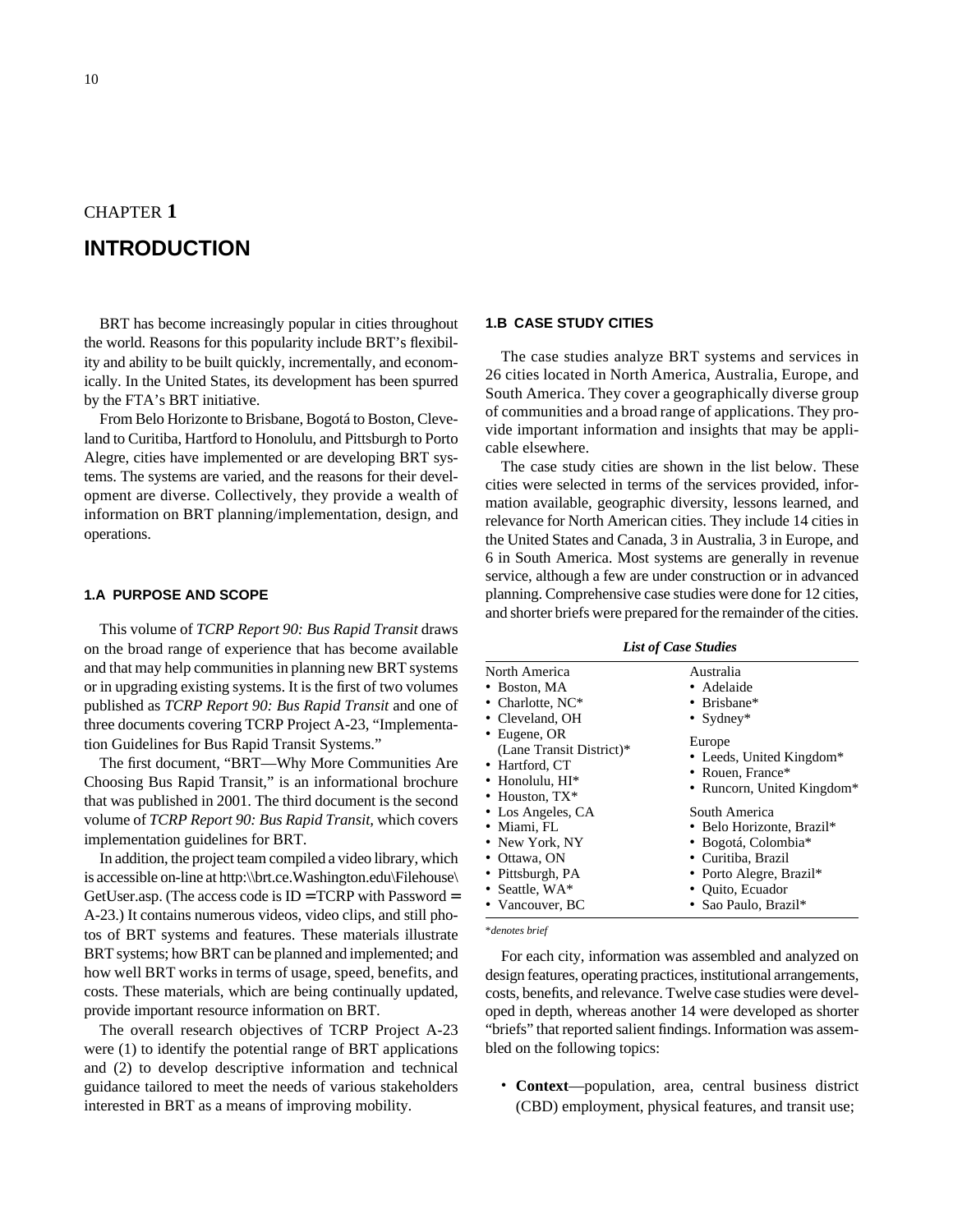# CHAPTER 1

# INTRODUCTION

BRT has become increasingly popular in cities throughout the world. Reasons for this popularity include BRT's flexibility and ability to be built quickly, incrementally, and economically. In the United States, its development has been spurred by the FTA's BRT initiative.

From Belo Horizonte to Brisbane, Bogotá to Boston, Cleveland to Curitiba, Hartford to Honolulu, and Pittsburgh to Porto Alegre, cities have implemented or are developing BRT systems. The systems are varied, and the reasons for their development are diverse. Collectively, they provide a wealth of information on BRT planning/implementation, design, and operations.

## 1.A PURPOSE AND SCOPE

This volume of *TCRP Report 90: Bus Rapid Transit* draws on the broad range of experience that has become available and that may help communities in planning new BRT systems or in upgrading existing systems. It is the first of two volumes published as *TCRP Report 90: Bus Rapid Transit* and one of three documents covering TCRP Project A-23, "Implementation Guidelines for Bus Rapid Transit Systems."

The first document, "BRT—Why More Communities Are Choosing Bus Rapid Transit," is an informational brochure that was published in 2001. The third document is the second volume of *TCRP Report 90: Bus Rapid Transit*, which covers implementation guidelines for BRT.

In addition, the project team compiled a video library, which is accessible on-line at http:\\brt.ce.Washington.edu\Filehouse\GetUser.asp. (The access code is ID = TCRP with Password = A-23.) It contains numerous videos, video clips, and still photos of BRT systems and features. These materials illustrate BRT systems; how BRT can be planned and implemented; and how well BRT works in terms of usage, speed, benefits, and costs. These materials, which are being continually updated, provide important resource information on BRT.

The overall research objectives of TCRP Project A-23 were (1) to identify the potential range of BRT applications and (2) to develop descriptive information and technical guidance tailored to meet the needs of various stakeholders interested in BRT as a means of improving mobility.

## 1.B CASE STUDY CITIES

The case studies analyze BRT systems and services in 26 cities located in North America, Australia, Europe, and South America. They cover a geographically diverse group of communities and a broad range of applications. They provide important information and insights that may be applicable elsewhere.

The case study cities are shown in the list below. These cities were selected in terms of the services provided, information available, geographic diversity, lessons learned, and relevance for North American cities. They include 14 cities in the United States and Canada, 3 in Australia, 3 in Europe, and 6 in South America. Most systems are generally in revenue service, although a few are under construction or in advanced planning. Comprehensive case studies were done for 12 cities, and shorter briefs were prepared for the remainder of the cities.

***List of Case Studies***

| North America | Australia |
|---|---|
| • Boston, MA | • Adelaide |
| • Charlotte, NC* | • Brisbane* |
| • Cleveland, OH | • Sydney* |
| • Eugene, OR (Lane Transit District)* | Europe |
| • Hartford, CT | • Leeds, United Kingdom* |
| • Honolulu, HI* | • Rouen, France* |
| • Houston, TX* | • Runcorn, United Kingdom* |
| • Los Angeles, CA | South America |
| • Miami, FL | • Belo Horizonte, Brazil* |
| • New York, NY | • Bogotá, Colombia* |
| • Ottawa, ON | • Curitiba, Brazil |
| • Pittsburgh, PA | • Porto Alegre, Brazil* |
| • Seattle, WA* | • Quito, Ecuador |
| • Vancouver, BC | • Sao Paulo, Brazil* |

**denotes brief*

For each city, information was assembled and analyzed on design features, operating practices, institutional arrangements, costs, benefits, and relevance. Twelve case studies were developed in depth, whereas another 14 were developed as shorter "briefs" that reported salient findings. Information was assembled on the following topics:

- **Context**—population, area, central business district (CBD) employment, physical features, and transit use;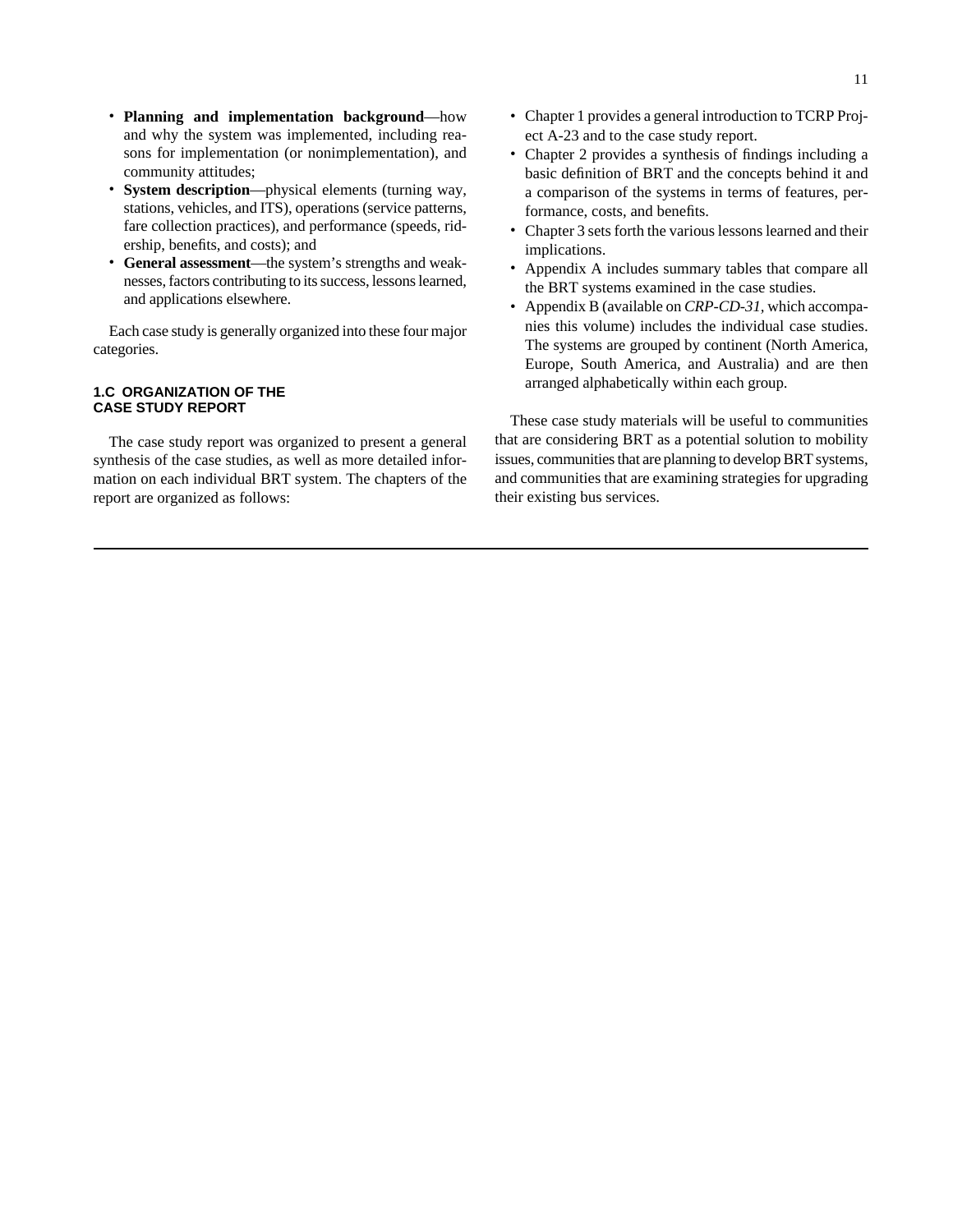- **Planning and implementation background**—how and why the system was implemented, including reasons for implementation (or nonimplementation), and community attitudes;
- **System description**—physical elements (turning way, stations, vehicles, and ITS), operations (service patterns, fare collection practices), and performance (speeds, ridership, benefits, and costs); and
- **General assessment**—the system's strengths and weaknesses, factors contributing to its success, lessons learned, and applications elsewhere.

Each case study is generally organized into these four major categories.

## 1.C ORGANIZATION OF THE CASE STUDY REPORT

The case study report was organized to present a general synthesis of the case studies, as well as more detailed information on each individual BRT system. The chapters of the report are organized as follows:

- Chapter 1 provides a general introduction to TCRP Project A-23 and to the case study report.
- Chapter 2 provides a synthesis of findings including a basic definition of BRT and the concepts behind it and a comparison of the systems in terms of features, performance, costs, and benefits.
- Chapter 3 sets forth the various lessons learned and their implications.
- Appendix A includes summary tables that compare all the BRT systems examined in the case studies.
- Appendix B (available on *CRP-CD-31*, which accompanies this volume) includes the individual case studies. The systems are grouped by continent (North America, Europe, South America, and Australia) and are then arranged alphabetically within each group.

These case study materials will be useful to communities that are considering BRT as a potential solution to mobility issues, communities that are planning to develop BRT systems, and communities that are examining strategies for upgrading their existing bus services.